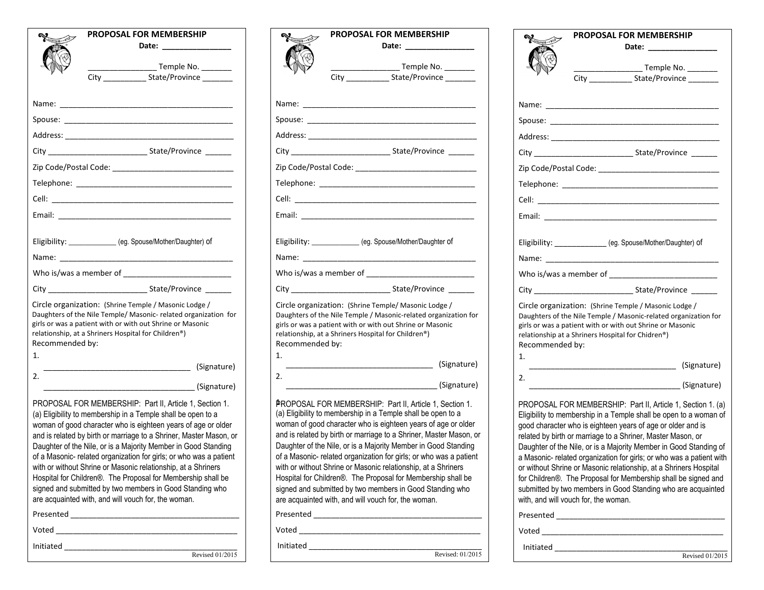## PROPOSAL FOR MEMBERSHIP

Date: _______________

_______________ Temple No. _______
City _________ State/Province _______

Name: _______________________________________

Spouse: _______________________________________

Address: _______________________________________

City ______________________ State/Province ______

Zip Code/Postal Code: ____________________________

Telephone: ____________________________________

Cell: __________________________________________

Email: ________________________________________

Eligibility: ___________ (eg. Spouse/Mother/Daughter) of

Name: _________________________________________

Who is/was a member of ________________________

City ______________________ State/Province ______

Circle organization: (Shrine Temple / Masonic Lodge / Daughters of the Nile Temple / Masonic- related organization for girls or was a patient with or with out Shrine or Masonic relationship, at a Shriners Hospital for Children®)

Recommended by:

1. __________________________________ (Signature)
2. __________________________________ (Signature)

PROPOSAL FOR MEMBERSHIP: Part II, Article 1, Section 1. (a) Eligibility to membership in a Temple shall be open to a woman of good character who is eighteen years of age or older and is related by birth or marriage to a Shriner, Master Mason, or Daughter of the Nile, or is a Majority Member in Good Standing of a Masonic- related organization for girls; or who was a patient with or without Shrine or Masonic relationship, at a Shriners Hospital for Children®. The Proposal for Membership shall be signed and submitted by two members in Good Standing who are acquainted with, and will vouch for, the woman.

Presented _____________________________________

Voted _________________________________________

Initiated ______________________________________

Revised 01/2015

---

## PROPOSAL FOR MEMBERSHIP

Date: _______________

_______________ Temple No. _______
City _________ State/Province _______

Name: _______________________________________

Spouse: _______________________________________

Address: _______________________________________

City ______________________ State/Province ______

Zip Code/Postal Code: ____________________________

Telephone: ____________________________________

Cell: __________________________________________

Email: ________________________________________

Eligibility: ___________ (eg. Spouse/Mother/Daughter of

Name: _________________________________________

Who is/was a member of ________________________

City ______________________ State/Province ______

Circle organization: (Shrine Temple/ Masonic Lodge / Daughters of the Nile Temple / Masonic-related organization for girls or was a patient with or with out Shrine or Masonic relationship, at a Shriners Hospital for Children®)

Recommended by:

1. __________________________________ (Signature)
2. __________________________________ (Signature)

PROPOSAL FOR MEMBERSHIP: Part II, Article 1, Section 1. (a) Eligibility to membership in a Temple shall be open to a woman of good character who is eighteen years of age or older and is related by birth or marriage to a Shriner, Master Mason, or Daughter of the Nile, or is a Majority Member in Good Standing of a Masonic- related organization for girls; or who was a patient with or without Shrine or Masonic relationship, at a Shriners Hospital for Children®. The Proposal for Membership shall be signed and submitted by two members in Good Standing who are acquainted with, and will vouch for, the woman.

Presented _____________________________________

Voted _________________________________________

Initiated ______________________________________

Revised: 01/2015

---

## PROPOSAL FOR MEMBERSHIP

Date: _______________

_______________ Temple No. _______
City _________ State/Province _______

Name: _______________________________________

Spouse: _______________________________________

Address: _______________________________________

City ______________________ State/Province ______

Zip Code/Postal Code: ____________________________

Telephone: ____________________________________

Cell: __________________________________________

Email: ________________________________________

Eligibility: ___________ (eg. Spouse/Mother/Daughter) of

Name: _________________________________________

Who is/was a member of ________________________

City ______________________ State/Province ______

Circle organization: (Shrine Temple / Masonic Lodge / Daughters of the Nile Temple / Masonic-related organization for girls or was a patient with or with out Shrine or Masonic relationship at a Shriners Hospital for Chidren®)

Recommended by:

1. __________________________________ (Signature)
2. __________________________________ (Signature)

PROPOSAL FOR MEMBERSHIP: Part II, Article 1, Section 1. (a) Eligibility to membership in a Temple shall be open to a woman of good character who is eighteen years of age or older and is related by birth or marriage to a Shriner, Master Mason, or Daughter of the Nile, or is a Majority Member in Good Standing of a Masonic- related organization for girls; or who was a patient with or without Shrine or Masonic relationship, at a Shriners Hospital for Children®. The Proposal for Membership shall be signed and submitted by two members in Good Standing who are acquainted with, and will vouch for, the woman.

Presented _____________________________________

Voted _________________________________________

Initiated ______________________________________

Revised 01/2015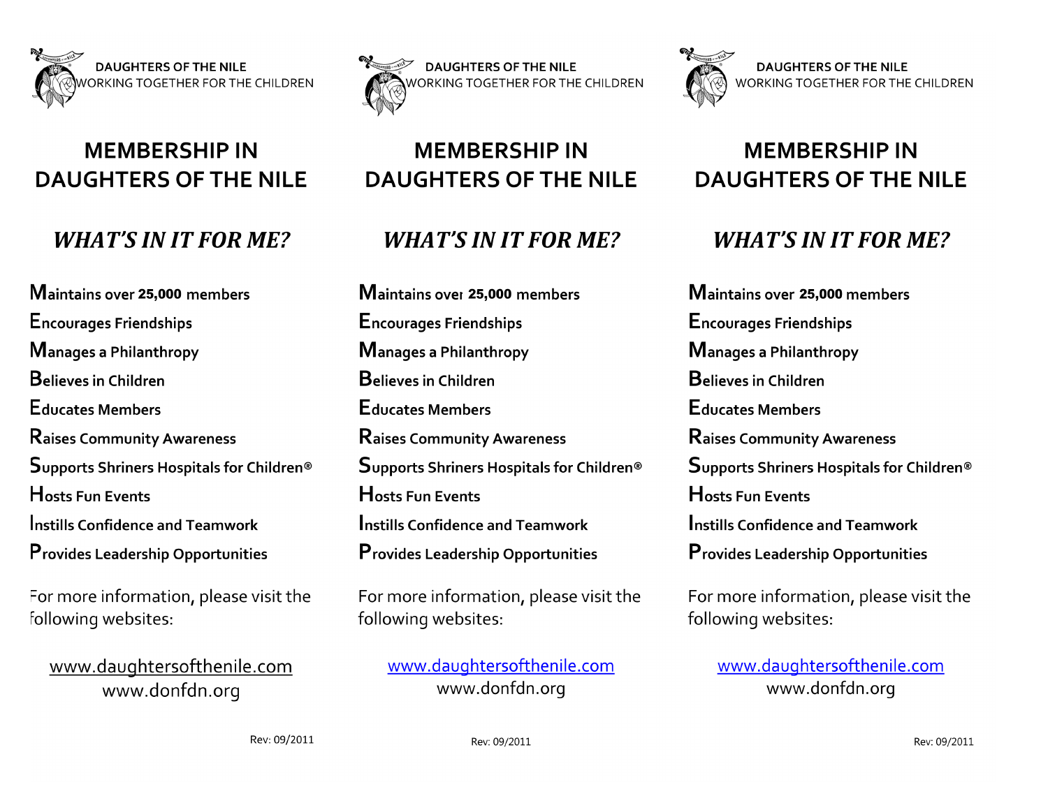DAUGHTERS OF THE NILE
WORKING TOGETHER FOR THE CHILDREN

# MEMBERSHIP IN DAUGHTERS OF THE NILE

## *WHAT'S IN IT FOR ME?*

**M**aintains over **25,000** members
**E**ncourages Friendships
**M**anages a Philanthropy
**B**elieves in Children
**E**ducates Members
**R**aises Community Awareness
**S**upports Shriners Hospitals for Children®
**H**osts Fun Events
**I**nstills Confidence and Teamwork
**P**rovides Leadership Opportunities

For more information, please visit the following websites:

www.daughtersofthenile.com
www.donfdn.org

Rev: 09/2011

DAUGHTERS OF THE NILE
WORKING TOGETHER FOR THE CHILDREN

# MEMBERSHIP IN DAUGHTERS OF THE NILE

## *WHAT'S IN IT FOR ME?*

**M**aintains over **25,000** members
**E**ncourages Friendships
**M**anages a Philanthropy
**B**elieves in Children
**E**ducates Members
**R**aises Community Awareness
**S**upports Shriners Hospitals for Children®
**H**osts Fun Events
**I**nstills Confidence and Teamwork
**P**rovides Leadership Opportunities

For more information, please visit the following websites:

www.daughtersofthenile.com
www.donfdn.org

Rev: 09/2011

DAUGHTERS OF THE NILE
WORKING TOGETHER FOR THE CHILDREN

# MEMBERSHIP IN DAUGHTERS OF THE NILE

## *WHAT'S IN IT FOR ME?*

**M**aintains over **25,000** members
**E**ncourages Friendships
**M**anages a Philanthropy
**B**elieves in Children
**E**ducates Members
**R**aises Community Awareness
**S**upports Shriners Hospitals for Children®
**H**osts Fun Events
**I**nstills Confidence and Teamwork
**P**rovides Leadership Opportunities

For more information, please visit the following websites:

www.daughtersofthenile.com
www.donfdn.org

Rev: 09/2011